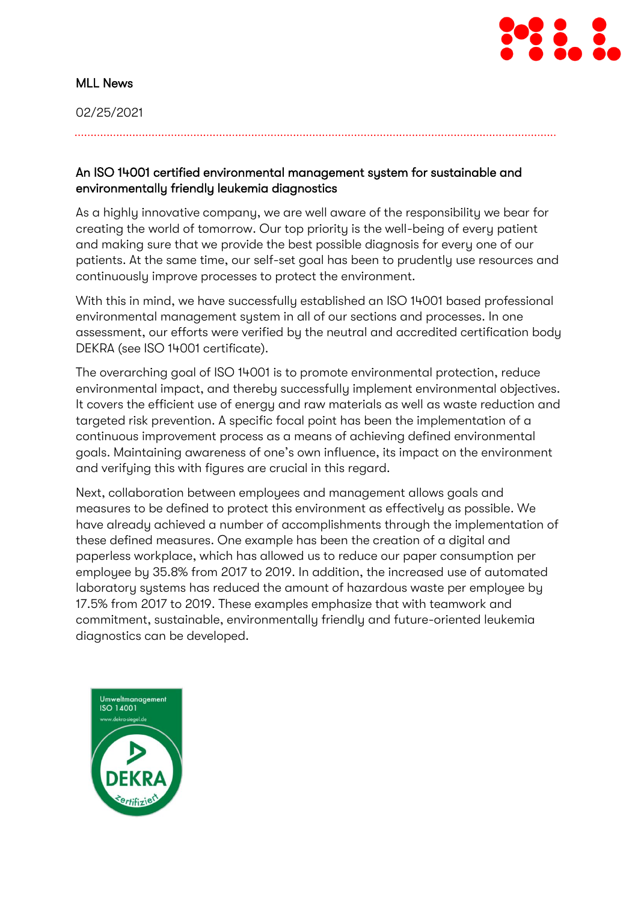MLL News

02/25/2021

## An ISO 14001 certified environmental management system for sustainable and environmentally friendly leukemia diagnostics

As a highly innovative company, we are well aware of the responsibility we bear for creating the world of tomorrow. Our top priority is the well-being of every patient and making sure that we provide the best possible diagnosis for every one of our patients. At the same time, our self-set goal has been to prudently use resources and continuously improve processes to protect the environment.

With this in mind, we have successfully established an ISO 14001 based professional environmental management system in all of our sections and processes. In one assessment, our efforts were verified by the neutral and accredited certification body DEKRA (see ISO 14001 certificate).

The overarching goal of ISO 14001 is to promote environmental protection, reduce environmental impact, and thereby successfully implement environmental objectives. It covers the efficient use of energy and raw materials as well as waste reduction and targeted risk prevention. A specific focal point has been the implementation of a continuous improvement process as a means of achieving defined environmental goals. Maintaining awareness of one's own influence, its impact on the environment and verifying this with figures are crucial in this regard.

Next, collaboration between employees and management allows goals and measures to be defined to protect this environment as effectively as possible. We have already achieved a number of accomplishments through the implementation of these defined measures. One example has been the creation of a digital and paperless workplace, which has allowed us to reduce our paper consumption per employee by 35.8% from 2017 to 2019. In addition, the increased use of automated laboratory systems has reduced the amount of hazardous waste per employee by 17.5% from 2017 to 2019. These examples emphasize that with teamwork and commitment, sustainable, environmentally friendly and future-oriented leukemia diagnostics can be developed.

Umweltmanagement
ISO 14001
www.dekra-siegel.de
DEKRA
zertifiziert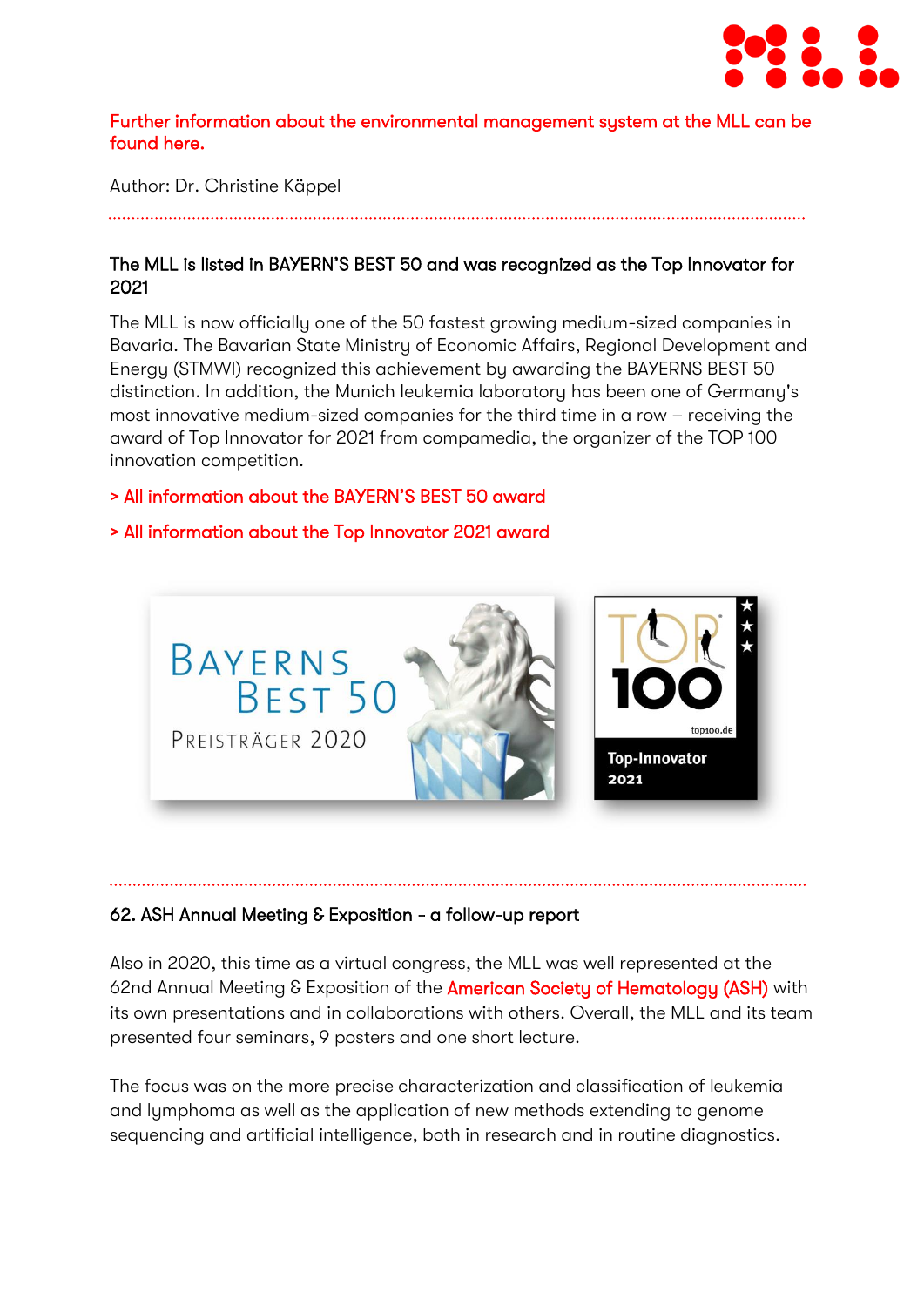Further information about the environmental management system at the MLL can be found here.

Author: Dr. Christine Käppel

## The MLL is listed in BAYERN'S BEST 50 and was recognized as the Top Innovator for 2021

The MLL is now officially one of the 50 fastest growing medium-sized companies in Bavaria. The Bavarian State Ministry of Economic Affairs, Regional Development and Energy (STMWI) recognized this achievement by awarding the BAYERNS BEST 50 distinction. In addition, the Munich leukemia laboratory has been one of Germany's most innovative medium-sized companies for the third time in a row – receiving the award of Top Innovator for 2021 from compamedia, the organizer of the TOP 100 innovation competition.

> All information about the BAYERN'S BEST 50 award

> All information about the Top Innovator 2021 award

## 62. ASH Annual Meeting & Exposition - a follow-up report

Also in 2020, this time as a virtual congress, the MLL was well represented at the 62nd Annual Meeting & Exposition of the American Society of Hematology (ASH) with its own presentations and in collaborations with others. Overall, the MLL and its team presented four seminars, 9 posters and one short lecture.

The focus was on the more precise characterization and classification of leukemia and lymphoma as well as the application of new methods extending to genome sequencing and artificial intelligence, both in research and in routine diagnostics.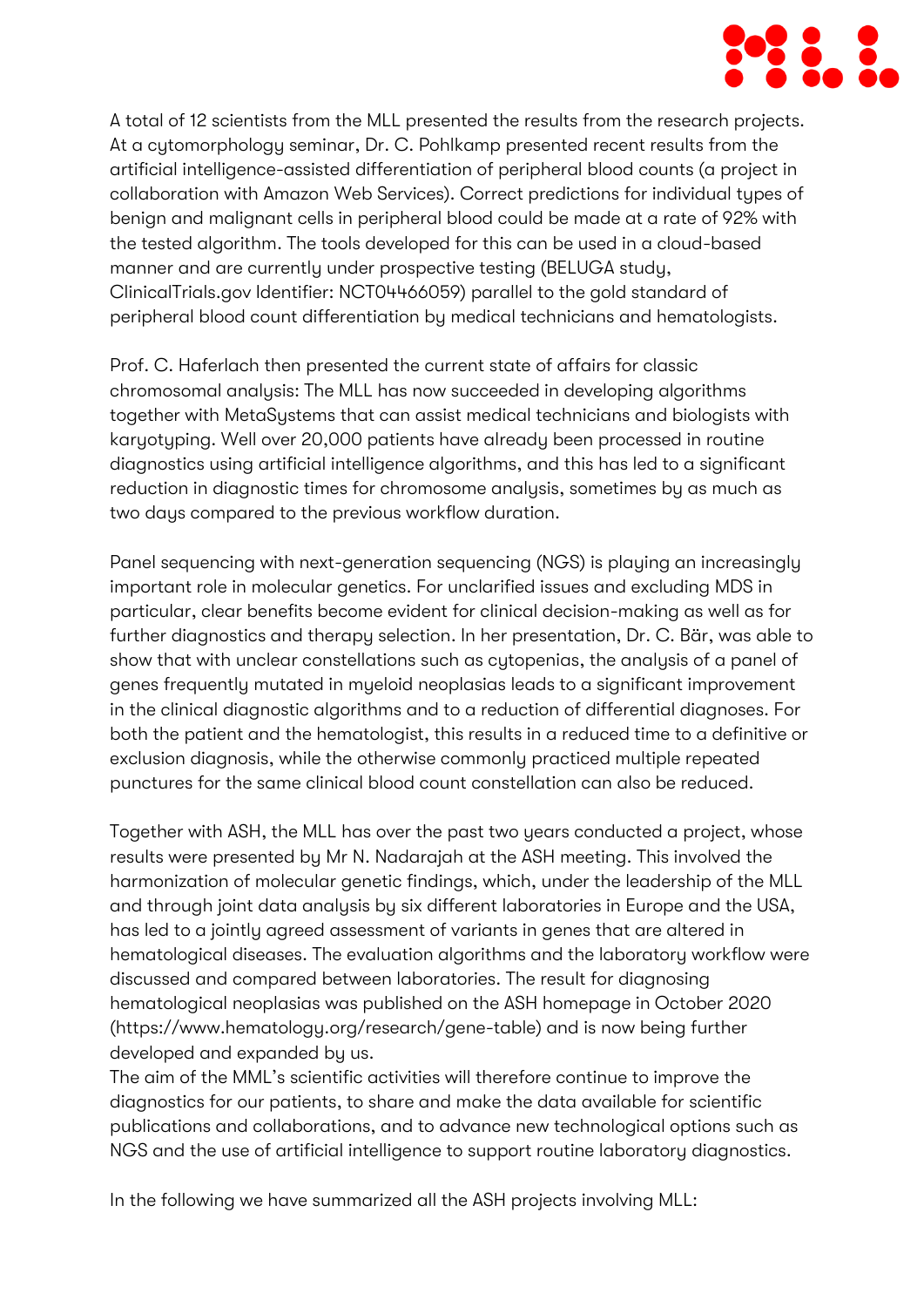A total of 12 scientists from the MLL presented the results from the research projects. At a cytomorphology seminar, Dr. C. Pohlkamp presented recent results from the artificial intelligence-assisted differentiation of peripheral blood counts (a project in collaboration with Amazon Web Services). Correct predictions for individual types of benign and malignant cells in peripheral blood could be made at a rate of 92% with the tested algorithm. The tools developed for this can be used in a cloud-based manner and are currently under prospective testing (BELUGA study, ClinicalTrials.gov Identifier: NCT04466059) parallel to the gold standard of peripheral blood count differentiation by medical technicians and hematologists.

Prof. C. Haferlach then presented the current state of affairs for classic chromosomal analysis: The MLL has now succeeded in developing algorithms together with MetaSystems that can assist medical technicians and biologists with karyotyping. Well over 20,000 patients have already been processed in routine diagnostics using artificial intelligence algorithms, and this has led to a significant reduction in diagnostic times for chromosome analysis, sometimes by as much as two days compared to the previous workflow duration.

Panel sequencing with next-generation sequencing (NGS) is playing an increasingly important role in molecular genetics. For unclarified issues and excluding MDS in particular, clear benefits become evident for clinical decision-making as well as for further diagnostics and therapy selection. In her presentation, Dr. C. Bär, was able to show that with unclear constellations such as cytopenias, the analysis of a panel of genes frequently mutated in myeloid neoplasias leads to a significant improvement in the clinical diagnostic algorithms and to a reduction of differential diagnoses. For both the patient and the hematologist, this results in a reduced time to a definitive or exclusion diagnosis, while the otherwise commonly practiced multiple repeated punctures for the same clinical blood count constellation can also be reduced.

Together with ASH, the MLL has over the past two years conducted a project, whose results were presented by Mr N. Nadarajah at the ASH meeting. This involved the harmonization of molecular genetic findings, which, under the leadership of the MLL and through joint data analysis by six different laboratories in Europe and the USA, has led to a jointly agreed assessment of variants in genes that are altered in hematological diseases. The evaluation algorithms and the laboratory workflow were discussed and compared between laboratories. The result for diagnosing hematological neoplasias was published on the ASH homepage in October 2020 (https://www.hematology.org/research/gene-table) and is now being further developed and expanded by us.

The aim of the MML's scientific activities will therefore continue to improve the diagnostics for our patients, to share and make the data available for scientific publications and collaborations, and to advance new technological options such as NGS and the use of artificial intelligence to support routine laboratory diagnostics.

In the following we have summarized all the ASH projects involving MLL: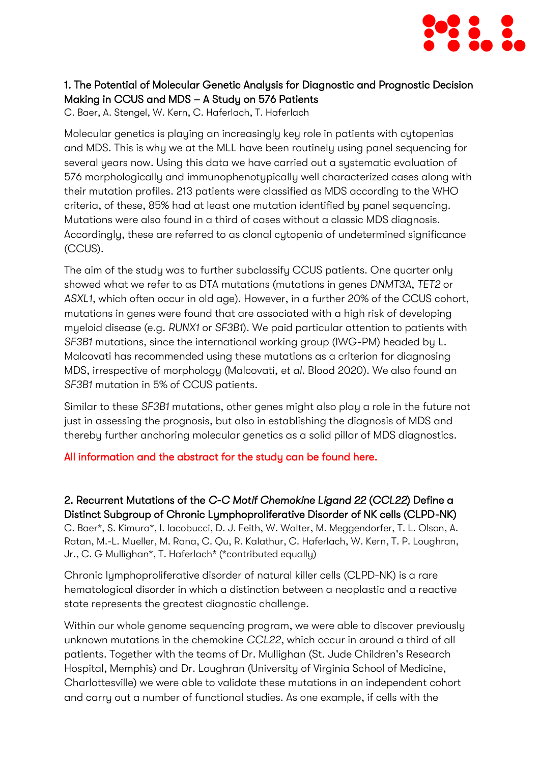### 1. The Potential of Molecular Genetic Analysis for Diagnostic and Prognostic Decision Making in CCUS and MDS – A Study on 576 Patients

C. Baer, A. Stengel, W. Kern, C. Haferlach, T. Haferlach

Molecular genetics is playing an increasingly key role in patients with cytopenias and MDS. This is why we at the MLL have been routinely using panel sequencing for several years now. Using this data we have carried out a systematic evaluation of 576 morphologically and immunophenotypically well characterized cases along with their mutation profiles. 213 patients were classified as MDS according to the WHO criteria, of these, 85% had at least one mutation identified by panel sequencing. Mutations were also found in a third of cases without a classic MDS diagnosis. Accordingly, these are referred to as clonal cytopenia of undetermined significance (CCUS).

The aim of the study was to further subclassify CCUS patients. One quarter only showed what we refer to as DTA mutations (mutations in genes *DNMT3A*, *TET2* or *ASXL1*, which often occur in old age). However, in a further 20% of the CCUS cohort, mutations in genes were found that are associated with a high risk of developing myeloid disease (e.g. *RUNX1* or *SF3B1*). We paid particular attention to patients with *SF3B1* mutations, since the international working group (IWG-PM) headed by L. Malcovati has recommended using these mutations as a criterion for diagnosing MDS, irrespective of morphology (Malcovati, *et al.* Blood 2020). We also found an *SF3B1* mutation in 5% of CCUS patients.

Similar to these *SF3B1* mutations, other genes might also play a role in the future not just in assessing the prognosis, but also in establishing the diagnosis of MDS and thereby further anchoring molecular genetics as a solid pillar of MDS diagnostics.

All information and the abstract for the study can be found here.

### 2. Recurrent Mutations of the *C-C Motif Chemokine Ligand 22* (*CCL22*) Define a Distinct Subgroup of Chronic Lymphoproliferative Disorder of NK cells (CLPD-NK)

C. Baer*, S. Kimura*, I. Iacobucci, D. J. Feith, W. Walter, M. Meggendorfer, T. L. Olson, A. Ratan, M.-L. Mueller, M. Rana, C. Qu, R. Kalathur, C. Haferlach, W. Kern, T. P. Loughran, Jr., C. G Mullighan*, T. Haferlach* (*contributed equally)

Chronic lymphoproliferative disorder of natural killer cells (CLPD-NK) is a rare hematological disorder in which a distinction between a neoplastic and a reactive state represents the greatest diagnostic challenge.

Within our whole genome sequencing program, we were able to discover previously unknown mutations in the chemokine *CCL22*, which occur in around a third of all patients. Together with the teams of Dr. Mullighan (St. Jude Children's Research Hospital, Memphis) and Dr. Loughran (University of Virginia School of Medicine, Charlottesville) we were able to validate these mutations in an independent cohort and carry out a number of functional studies. As one example, if cells with the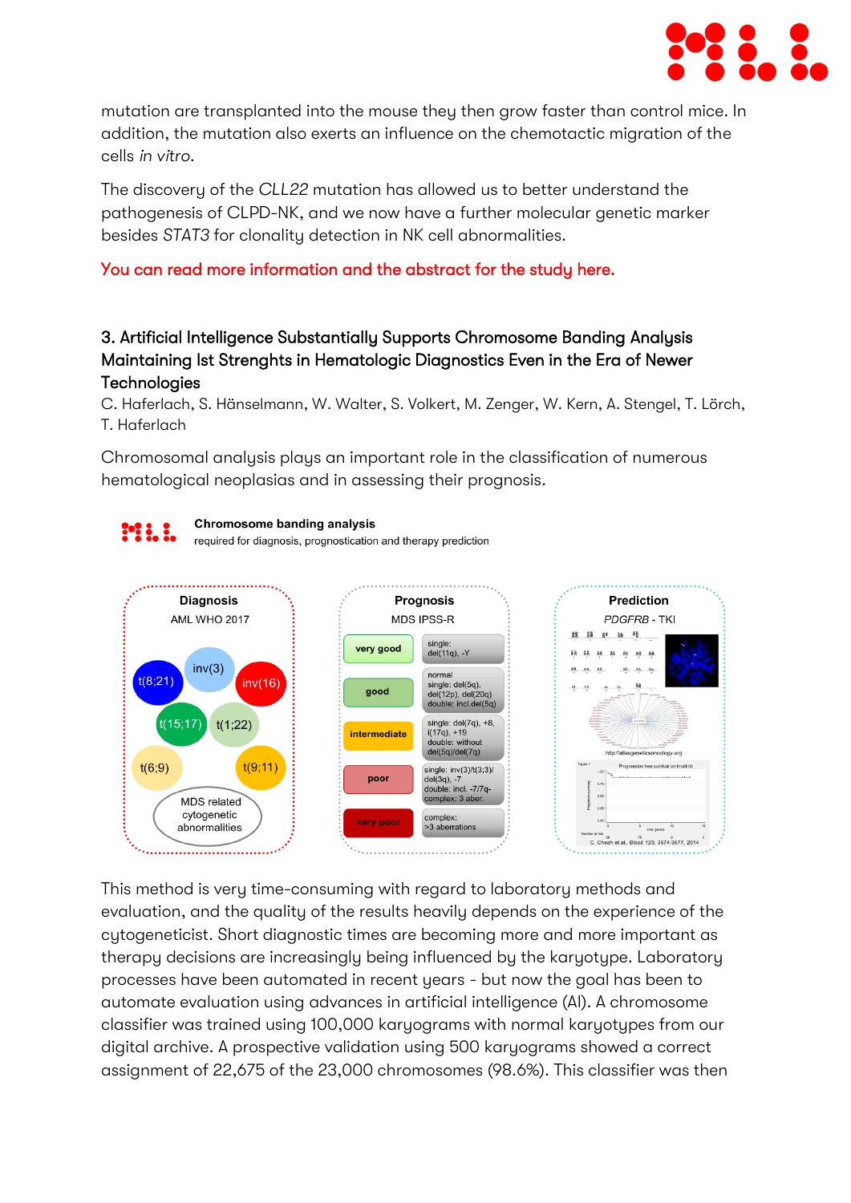mutation are transplanted into the mouse they then grow faster than control mice. In addition, the mutation also exerts an influence on the chemotactic migration of the cells *in vitro*.

The discovery of the *CLL22* mutation has allowed us to better understand the pathogenesis of CLPD-NK, and we now have a further molecular genetic marker besides *STAT3* for clonality detection in NK cell abnormalities.

You can read more information and the abstract for the study here.

### 3. Artificial Intelligence Substantially Supports Chromosome Banding Analysis Maintaining Ist Strenghts in Hematologic Diagnostics Even in the Era of Newer Technologies

C. Haferlach, S. Hänselmann, W. Walter, S. Volkert, M. Zenger, W. Kern, A. Stengel, T. Lörch, T. Haferlach

Chromosomal analysis plays an important role in the classification of numerous hematological neoplasias and in assessing their prognosis.

**Chromosome banding analysis**
required for diagnosis, prognostication and therapy prediction

This method is very time-consuming with regard to laboratory methods and evaluation, and the quality of the results heavily depends on the experience of the cytogeneticist. Short diagnostic times are becoming more and more important as therapy decisions are increasingly being influenced by the karyotype. Laboratory processes have been automated in recent years - but now the goal has been to automate evaluation using advances in artificial intelligence (AI). A chromosome classifier was trained using 100,000 karyograms with normal karyotypes from our digital archive. A prospective validation using 500 karyograms showed a correct assignment of 22,675 of the 23,000 chromosomes (98.6%). This classifier was then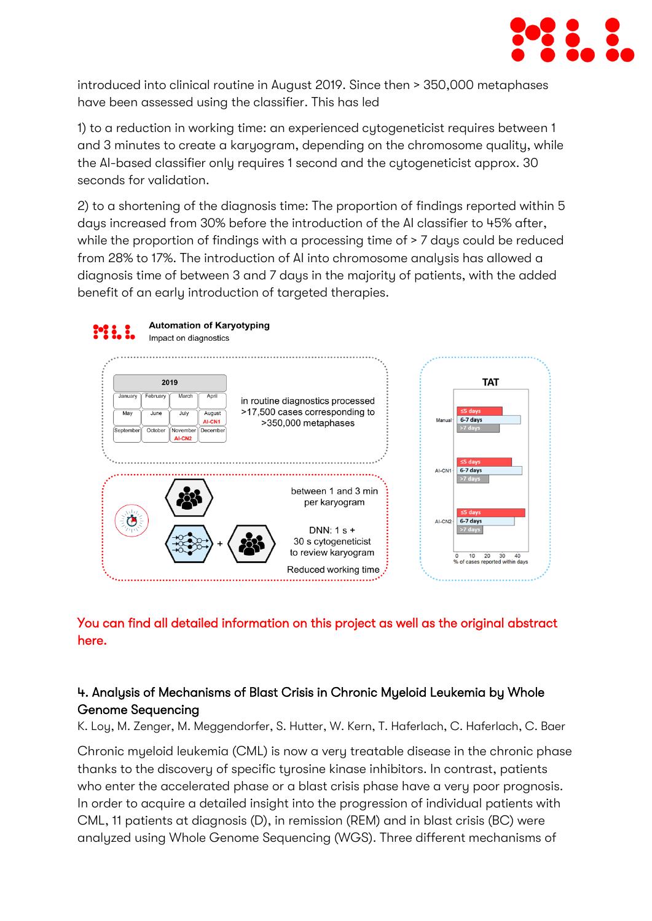introduced into clinical routine in August 2019. Since then > 350,000 metaphases have been assessed using the classifier. This has led

1) to a reduction in working time: an experienced cytogeneticist requires between 1 and 3 minutes to create a karyogram, depending on the chromosome quality, while the AI-based classifier only requires 1 second and the cytogeneticist approx. 30 seconds for validation.

2) to a shortening of the diagnosis time: The proportion of findings reported within 5 days increased from 30% before the introduction of the AI classifier to 45% after, while the proportion of findings with a processing time of > 7 days could be reduced from 28% to 17%. The introduction of AI into chromosome analysis has allowed a diagnosis time of between 3 and 7 days in the majority of patients, with the added benefit of an early introduction of targeted therapies.

**Automation of Karyotyping**
Impact on diagnostics

| 2019 | | | |
|---|---|---|---|
| January | February | March | April |
| May | June | July | August AI-CN1 |
| September | October | November AI-CN2 | December |

in routine diagnostics processed >17,500 cases corresponding to >350,000 metaphases

between 1 and 3 min per karyogram

DNN: 1 s + 30 s cytogeneticist to review karyogram

Reduced working time

TAT

Manual: ≤5 days, 6-7 days, >7 days
AI-CN1: ≤5 days, 6-7 days, >7 days
AI-CN2: ≤5 days, 6-7 days, >7 days

0 10 20 30 40
% of cases reported within days

You can find all detailed information on this project as well as the original abstract here.

#### 4. Analysis of Mechanisms of Blast Crisis in Chronic Myeloid Leukemia by Whole Genome Sequencing

K. Loy, M. Zenger, M. Meggendorfer, S. Hutter, W. Kern, T. Haferlach, C. Haferlach, C. Baer

Chronic myeloid leukemia (CML) is now a very treatable disease in the chronic phase thanks to the discovery of specific tyrosine kinase inhibitors. In contrast, patients who enter the accelerated phase or a blast crisis phase have a very poor prognosis. In order to acquire a detailed insight into the progression of individual patients with CML, 11 patients at diagnosis (D), in remission (REM) and in blast crisis (BC) were analyzed using Whole Genome Sequencing (WGS). Three different mechanisms of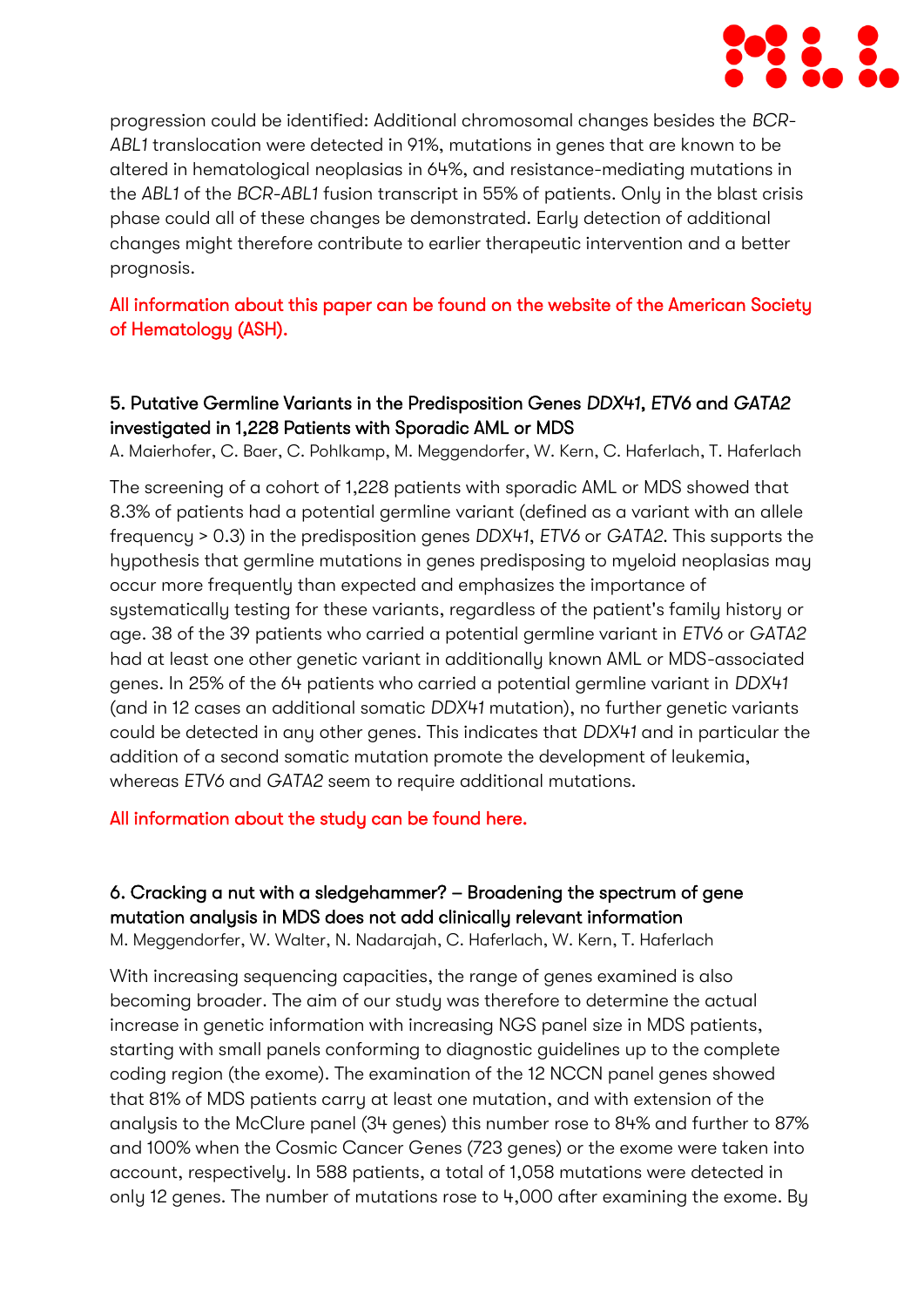progression could be identified: Additional chromosomal changes besides the *BCR-ABL1* translocation were detected in 91%, mutations in genes that are known to be altered in hematological neoplasias in 64%, and resistance-mediating mutations in the *ABL1* of the *BCR-ABL1* fusion transcript in 55% of patients. Only in the blast crisis phase could all of these changes be demonstrated. Early detection of additional changes might therefore contribute to earlier therapeutic intervention and a better prognosis.

All information about this paper can be found on the website of the American Society of Hematology (ASH).

### 5. Putative Germline Variants in the Predisposition Genes *DDX41*, *ETV6* and *GATA2* investigated in 1,228 Patients with Sporadic AML or MDS

A. Maierhofer, C. Baer, C. Pohlkamp, M. Meggendorfer, W. Kern, C. Haferlach, T. Haferlach

The screening of a cohort of 1,228 patients with sporadic AML or MDS showed that 8.3% of patients had a potential germline variant (defined as a variant with an allele frequency > 0.3) in the predisposition genes *DDX41*, *ETV6* or *GATA2*. This supports the hypothesis that germline mutations in genes predisposing to myeloid neoplasias may occur more frequently than expected and emphasizes the importance of systematically testing for these variants, regardless of the patient's family history or age. 38 of the 39 patients who carried a potential germline variant in *ETV6* or *GATA2* had at least one other genetic variant in additionally known AML or MDS-associated genes. In 25% of the 64 patients who carried a potential germline variant in *DDX41* (and in 12 cases an additional somatic *DDX41* mutation), no further genetic variants could be detected in any other genes. This indicates that *DDX41* and in particular the addition of a second somatic mutation promote the development of leukemia, whereas *ETV6* and *GATA2* seem to require additional mutations.

All information about the study can be found here.

### 6. Cracking a nut with a sledgehammer? – Broadening the spectrum of gene mutation analysis in MDS does not add clinically relevant information

M. Meggendorfer, W. Walter, N. Nadarajah, C. Haferlach, W. Kern, T. Haferlach

With increasing sequencing capacities, the range of genes examined is also becoming broader. The aim of our study was therefore to determine the actual increase in genetic information with increasing NGS panel size in MDS patients, starting with small panels conforming to diagnostic guidelines up to the complete coding region (the exome). The examination of the 12 NCCN panel genes showed that 81% of MDS patients carry at least one mutation, and with extension of the analysis to the McClure panel (34 genes) this number rose to 84% and further to 87% and 100% when the Cosmic Cancer Genes (723 genes) or the exome were taken into account, respectively. In 588 patients, a total of 1,058 mutations were detected in only 12 genes. The number of mutations rose to 4,000 after examining the exome. By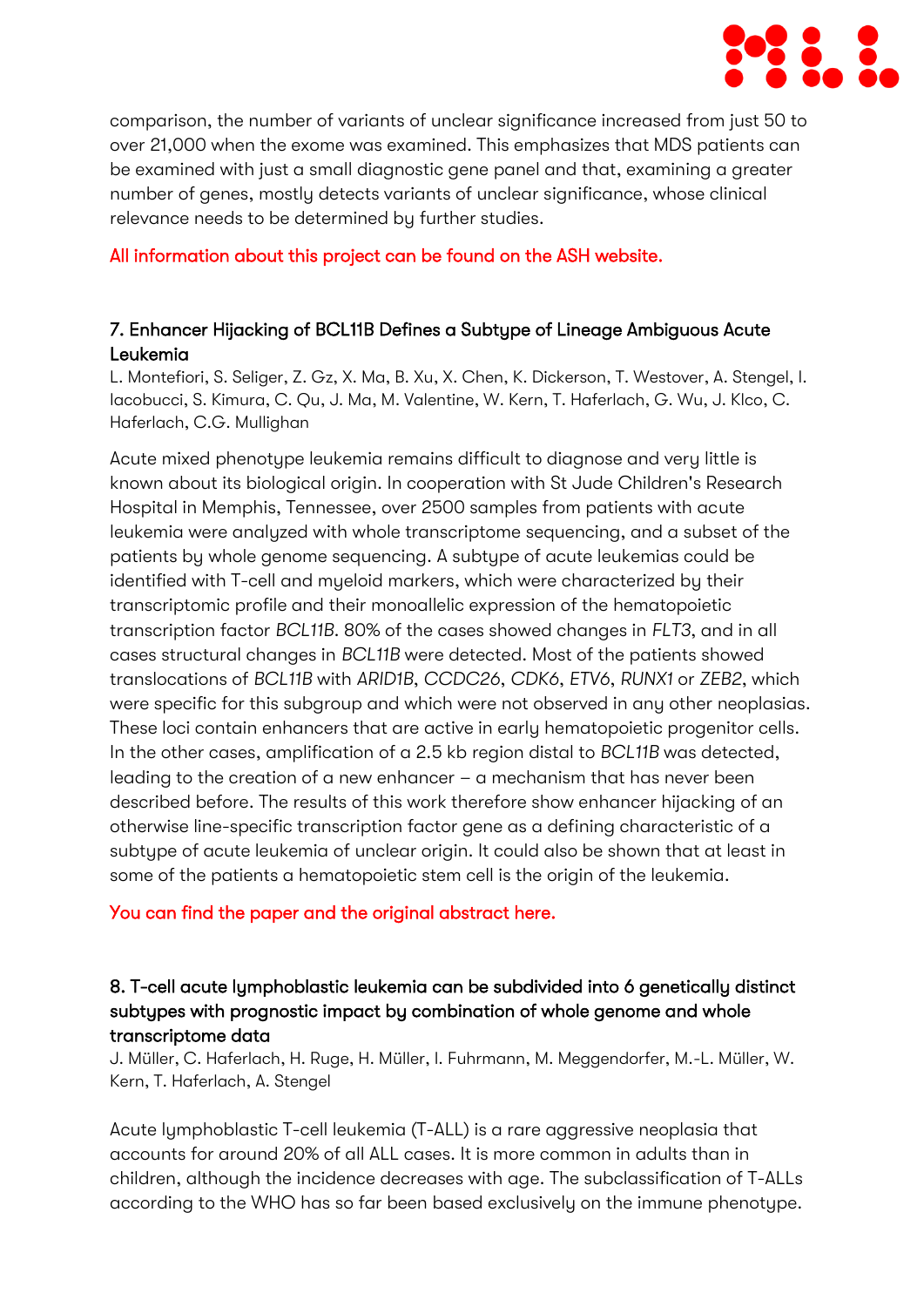comparison, the number of variants of unclear significance increased from just 50 to over 21,000 when the exome was examined. This emphasizes that MDS patients can be examined with just a small diagnostic gene panel and that, examining a greater number of genes, mostly detects variants of unclear significance, whose clinical relevance needs to be determined by further studies.

All information about this project can be found on the ASH website.

### 7. Enhancer Hijacking of BCL11B Defines a Subtype of Lineage Ambiguous Acute Leukemia

L. Montefiori, S. Seliger, Z. Gz, X. Ma, B. Xu, X. Chen, K. Dickerson, T. Westover, A. Stengel, I. Iacobucci, S. Kimura, C. Qu, J. Ma, M. Valentine, W. Kern, T. Haferlach, G. Wu, J. Klco, C. Haferlach, C.G. Mullighan

Acute mixed phenotype leukemia remains difficult to diagnose and very little is known about its biological origin. In cooperation with St Jude Children's Research Hospital in Memphis, Tennessee, over 2500 samples from patients with acute leukemia were analyzed with whole transcriptome sequencing, and a subset of the patients by whole genome sequencing. A subtype of acute leukemias could be identified with T-cell and myeloid markers, which were characterized by their transcriptomic profile and their monoallelic expression of the hematopoietic transcription factor *BCL11B*. 80% of the cases showed changes in *FLT3*, and in all cases structural changes in *BCL11B* were detected. Most of the patients showed translocations of *BCL11B* with *ARID1B*, *CCDC26*, *CDK6*, *ETV6*, *RUNX1* or *ZEB2*, which were specific for this subgroup and which were not observed in any other neoplasias. These loci contain enhancers that are active in early hematopoietic progenitor cells. In the other cases, amplification of a 2.5 kb region distal to *BCL11B* was detected, leading to the creation of a new enhancer – a mechanism that has never been described before. The results of this work therefore show enhancer hijacking of an otherwise line-specific transcription factor gene as a defining characteristic of a subtype of acute leukemia of unclear origin. It could also be shown that at least in some of the patients a hematopoietic stem cell is the origin of the leukemia.

You can find the paper and the original abstract here.

### 8. T-cell acute lymphoblastic leukemia can be subdivided into 6 genetically distinct subtypes with prognostic impact by combination of whole genome and whole transcriptome data

J. Müller, C. Haferlach, H. Ruge, H. Müller, I. Fuhrmann, M. Meggendorfer, M.-L. Müller, W. Kern, T. Haferlach, A. Stengel

Acute lymphoblastic T-cell leukemia (T-ALL) is a rare aggressive neoplasia that accounts for around 20% of all ALL cases. It is more common in adults than in children, although the incidence decreases with age. The subclassification of T-ALLs according to the WHO has so far been based exclusively on the immune phenotype.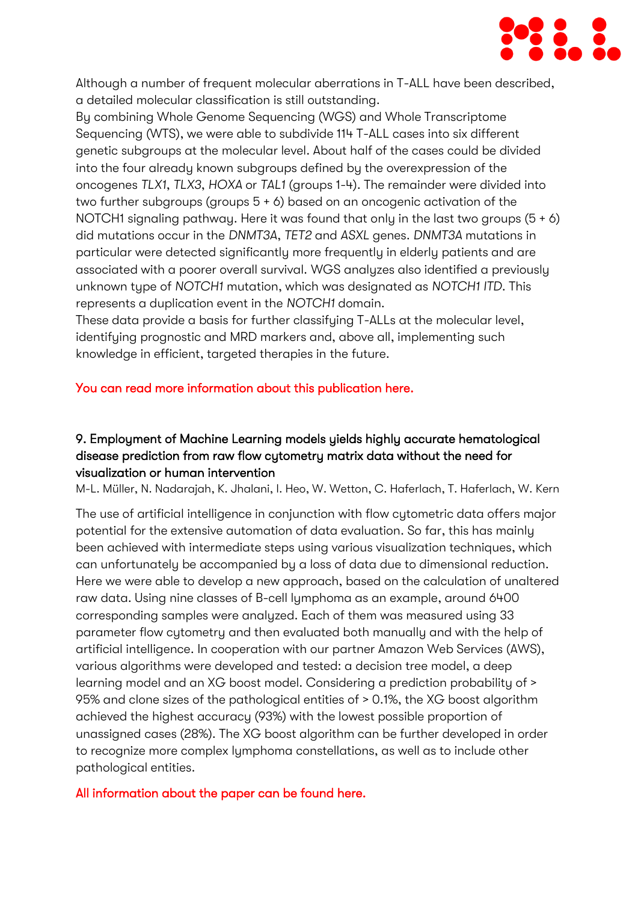Although a number of frequent molecular aberrations in T-ALL have been described, a detailed molecular classification is still outstanding.
By combining Whole Genome Sequencing (WGS) and Whole Transcriptome Sequencing (WTS), we were able to subdivide 114 T-ALL cases into six different genetic subgroups at the molecular level. About half of the cases could be divided into the four already known subgroups defined by the overexpression of the oncogenes *TLX1*, *TLX3*, *HOXA* or *TAL1* (groups 1-4). The remainder were divided into two further subgroups (groups 5 + 6) based on an oncogenic activation of the NOTCH1 signaling pathway. Here it was found that only in the last two groups (5 + 6) did mutations occur in the *DNMT3A*, *TET2* and *ASXL* genes. *DNMT3A* mutations in particular were detected significantly more frequently in elderly patients and are associated with a poorer overall survival. WGS analyzes also identified a previously unknown type of *NOTCH1* mutation, which was designated as *NOTCH1 ITD*. This represents a duplication event in the *NOTCH1* domain.
These data provide a basis for further classifying T-ALLs at the molecular level, identifying prognostic and MRD markers and, above all, implementing such knowledge in efficient, targeted therapies in the future.

You can read more information about this publication here.

### 9. Employment of Machine Learning models yields highly accurate hematological disease prediction from raw flow cytometry matrix data without the need for visualization or human intervention

M-L. Müller, N. Nadarajah, K. Jhalani, I. Heo, W. Wetton, C. Haferlach, T. Haferlach, W. Kern

The use of artificial intelligence in conjunction with flow cytometric data offers major potential for the extensive automation of data evaluation. So far, this has mainly been achieved with intermediate steps using various visualization techniques, which can unfortunately be accompanied by a loss of data due to dimensional reduction. Here we were able to develop a new approach, based on the calculation of unaltered raw data. Using nine classes of B-cell lymphoma as an example, around 6400 corresponding samples were analyzed. Each of them was measured using 33 parameter flow cytometry and then evaluated both manually and with the help of artificial intelligence. In cooperation with our partner Amazon Web Services (AWS), various algorithms were developed and tested: a decision tree model, a deep learning model and an XG boost model. Considering a prediction probability of > 95% and clone sizes of the pathological entities of > 0.1%, the XG boost algorithm achieved the highest accuracy (93%) with the lowest possible proportion of unassigned cases (28%). The XG boost algorithm can be further developed in order to recognize more complex lymphoma constellations, as well as to include other pathological entities.

All information about the paper can be found here.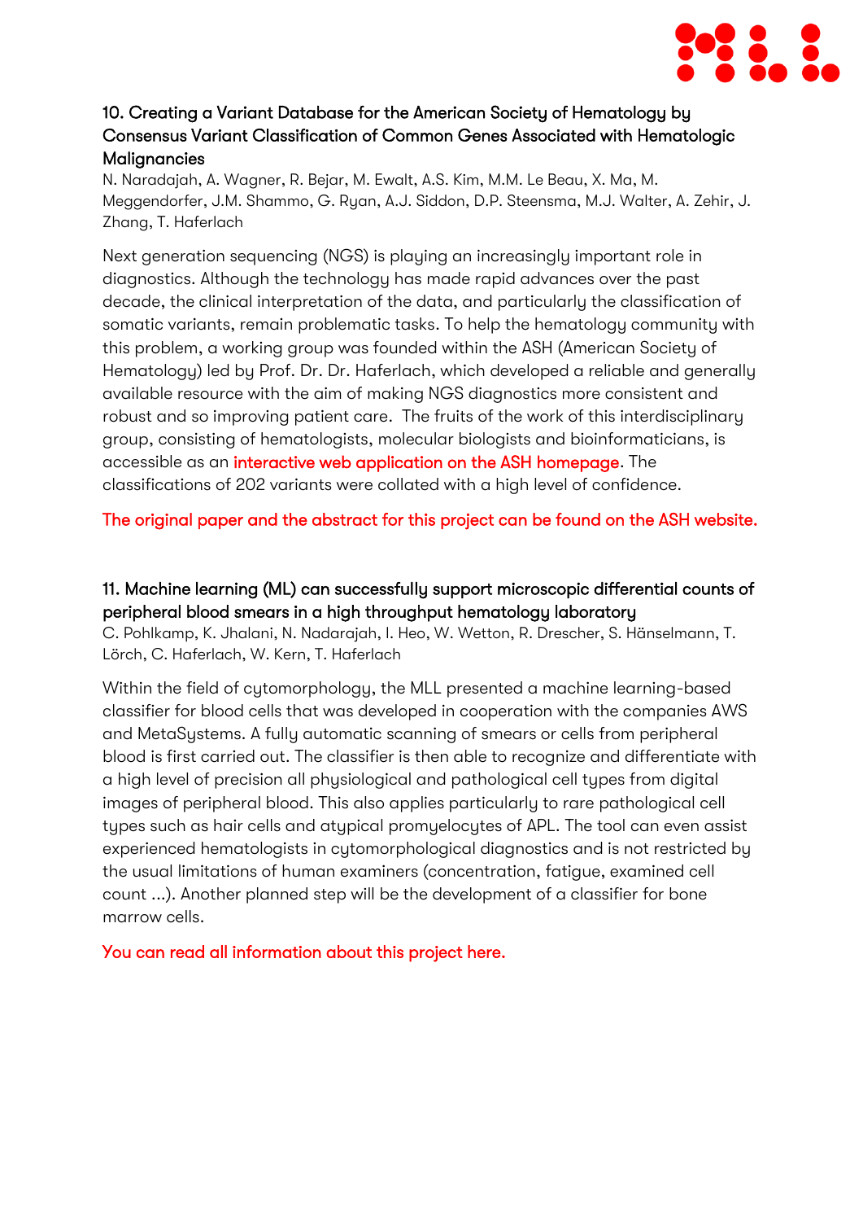### 10. Creating a Variant Database for the American Society of Hematology by Consensus Variant Classification of Common Genes Associated with Hematologic Malignancies

N. Naradajah, A. Wagner, R. Bejar, M. Ewalt, A.S. Kim, M.M. Le Beau, X. Ma, M. Meggendorfer, J.M. Shammo, G. Ryan, A.J. Siddon, D.P. Steensma, M.J. Walter, A. Zehir, J. Zhang, T. Haferlach

Next generation sequencing (NGS) is playing an increasingly important role in diagnostics. Although the technology has made rapid advances over the past decade, the clinical interpretation of the data, and particularly the classification of somatic variants, remain problematic tasks. To help the hematology community with this problem, a working group was founded within the ASH (American Society of Hematology) led by Prof. Dr. Dr. Haferlach, which developed a reliable and generally available resource with the aim of making NGS diagnostics more consistent and robust and so improving patient care. The fruits of the work of this interdisciplinary group, consisting of hematologists, molecular biologists and bioinformaticians, is accessible as an interactive web application on the ASH homepage. The classifications of 202 variants were collated with a high level of confidence.

The original paper and the abstract for this project can be found on the ASH website.

### 11. Machine learning (ML) can successfully support microscopic differential counts of peripheral blood smears in a high throughput hematology laboratory

C. Pohlkamp, K. Jhalani, N. Nadarajah, I. Heo, W. Wetton, R. Drescher, S. Hänselmann, T. Lörch, C. Haferlach, W. Kern, T. Haferlach

Within the field of cytomorphology, the MLL presented a machine learning-based classifier for blood cells that was developed in cooperation with the companies AWS and MetaSystems. A fully automatic scanning of smears or cells from peripheral blood is first carried out. The classifier is then able to recognize and differentiate with a high level of precision all physiological and pathological cell types from digital images of peripheral blood. This also applies particularly to rare pathological cell types such as hair cells and atypical promyelocytes of APL. The tool can even assist experienced hematologists in cytomorphological diagnostics and is not restricted by the usual limitations of human examiners (concentration, fatigue, examined cell count ...). Another planned step will be the development of a classifier for bone marrow cells.

You can read all information about this project here.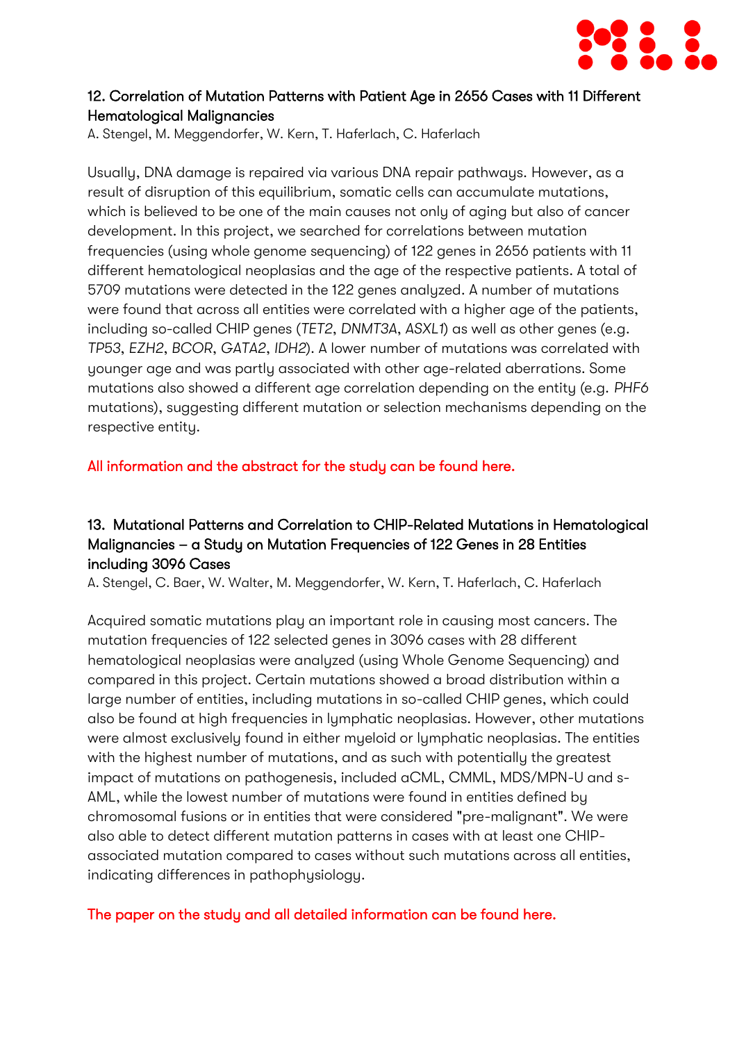## 12. Correlation of Mutation Patterns with Patient Age in 2656 Cases with 11 Different Hematological Malignancies

A. Stengel, M. Meggendorfer, W. Kern, T. Haferlach, C. Haferlach

Usually, DNA damage is repaired via various DNA repair pathways. However, as a result of disruption of this equilibrium, somatic cells can accumulate mutations, which is believed to be one of the main causes not only of aging but also of cancer development. In this project, we searched for correlations between mutation frequencies (using whole genome sequencing) of 122 genes in 2656 patients with 11 different hematological neoplasias and the age of the respective patients. A total of 5709 mutations were detected in the 122 genes analyzed. A number of mutations were found that across all entities were correlated with a higher age of the patients, including so-called CHIP genes (*TET2*, *DNMT3A*, *ASXL1*) as well as other genes (e.g. *TP53*, *EZH2*, *BCOR*, *GATA2*, *IDH2*). A lower number of mutations was correlated with younger age and was partly associated with other age-related aberrations. Some mutations also showed a different age correlation depending on the entity (e.g. *PHF6* mutations), suggesting different mutation or selection mechanisms depending on the respective entity.

All information and the abstract for the study can be found here.

## 13. Mutational Patterns and Correlation to CHIP-Related Mutations in Hematological Malignancies – a Study on Mutation Frequencies of 122 Genes in 28 Entities including 3096 Cases

A. Stengel, C. Baer, W. Walter, M. Meggendorfer, W. Kern, T. Haferlach, C. Haferlach

Acquired somatic mutations play an important role in causing most cancers. The mutation frequencies of 122 selected genes in 3096 cases with 28 different hematological neoplasias were analyzed (using Whole Genome Sequencing) and compared in this project. Certain mutations showed a broad distribution within a large number of entities, including mutations in so-called CHIP genes, which could also be found at high frequencies in lymphatic neoplasias. However, other mutations were almost exclusively found in either myeloid or lymphatic neoplasias. The entities with the highest number of mutations, and as such with potentially the greatest impact of mutations on pathogenesis, included aCML, CMML, MDS/MPN-U and s-AML, while the lowest number of mutations were found in entities defined by chromosomal fusions or in entities that were considered "pre-malignant". We were also able to detect different mutation patterns in cases with at least one CHIP-associated mutation compared to cases without such mutations across all entities, indicating differences in pathophysiology.

The paper on the study and all detailed information can be found here.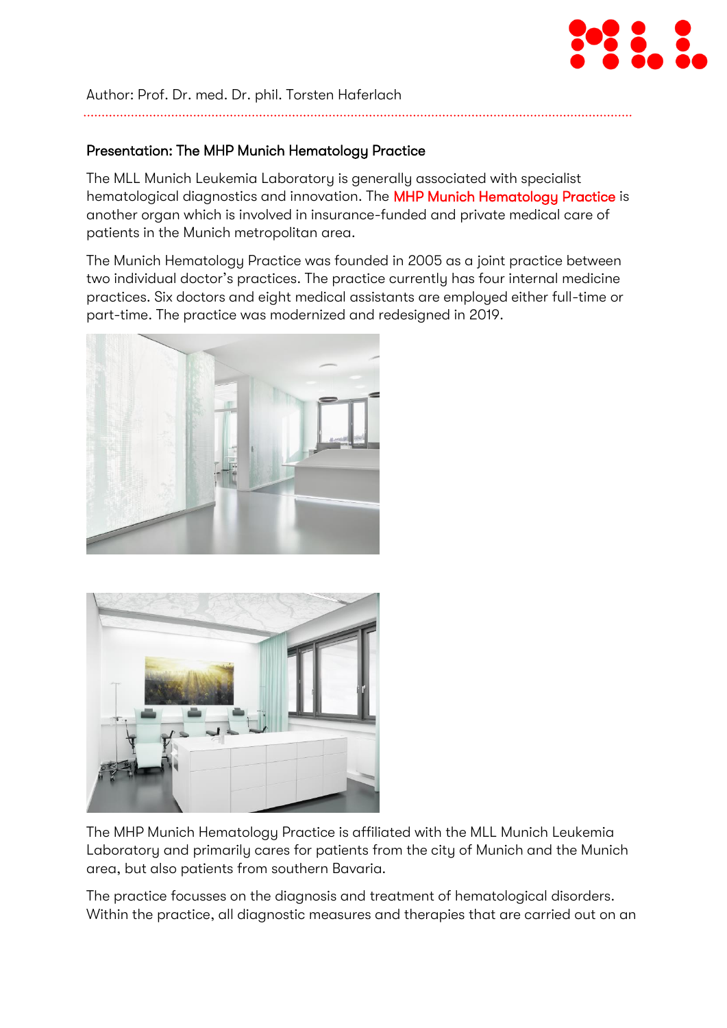Author: Prof. Dr. med. Dr. phil. Torsten Haferlach

## Presentation: The MHP Munich Hematology Practice

The MLL Munich Leukemia Laboratory is generally associated with specialist hematological diagnostics and innovation. The MHP Munich Hematology Practice is another organ which is involved in insurance-funded and private medical care of patients in the Munich metropolitan area.

The Munich Hematology Practice was founded in 2005 as a joint practice between two individual doctor's practices. The practice currently has four internal medicine practices. Six doctors and eight medical assistants are employed either full-time or part-time. The practice was modernized and redesigned in 2019.

The MHP Munich Hematology Practice is affiliated with the MLL Munich Leukemia Laboratory and primarily cares for patients from the city of Munich and the Munich area, but also patients from southern Bavaria.

The practice focusses on the diagnosis and treatment of hematological disorders. Within the practice, all diagnostic measures and therapies that are carried out on an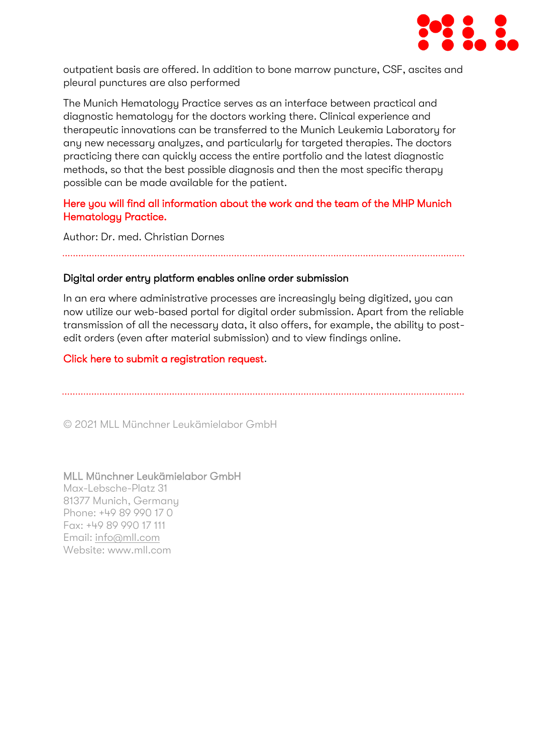outpatient basis are offered. In addition to bone marrow puncture, CSF, ascites and pleural punctures are also performed

The Munich Hematology Practice serves as an interface between practical and diagnostic hematology for the doctors working there. Clinical experience and therapeutic innovations can be transferred to the Munich Leukemia Laboratory for any new necessary analyzes, and particularly for targeted therapies. The doctors practicing there can quickly access the entire portfolio and the latest diagnostic methods, so that the best possible diagnosis and then the most specific therapy possible can be made available for the patient.

Here you will find all information about the work and the team of the MHP Munich Hematology Practice.

Author: Dr. med. Christian Dornes

---

### Digital order entry platform enables online order submission

In an era where administrative processes are increasingly being digitized, you can now utilize our web-based portal for digital order submission. Apart from the reliable transmission of all the necessary data, it also offers, for example, the ability to post-edit orders (even after material submission) and to view findings online.

Click here to submit a registration request.

---

© 2021 MLL Münchner Leukämielabor GmbH

MLL Münchner Leukämielabor GmbH
Max-Lebsche-Platz 31
81377 Munich, Germany
Phone: +49 89 990 17 0
Fax: +49 89 990 17 111
Email: info@mll.com
Website: www.mll.com